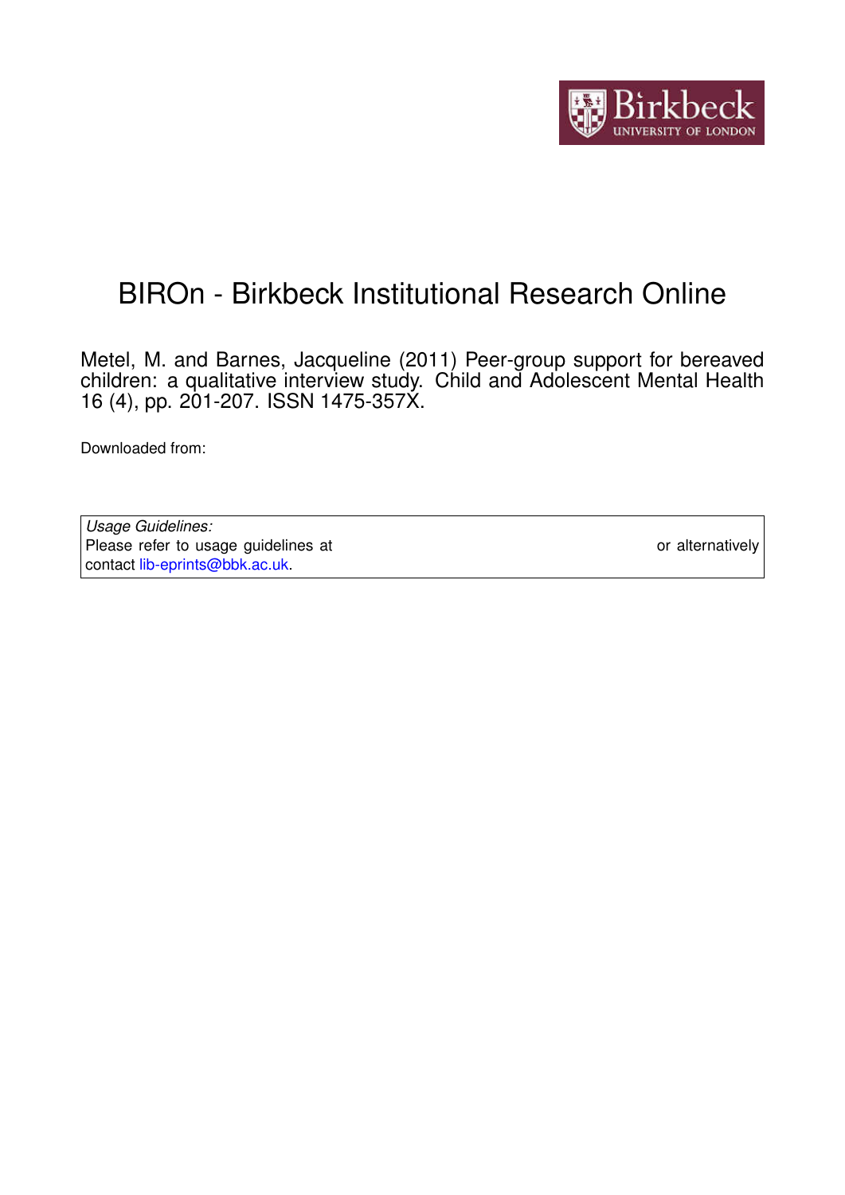# BIROn - Birkbeck Institutional Research Online

Metel, M. and Barnes, Jacqueline (2011) Peer-group support for bereaved children: a qualitative interview study. Child and Adolescent Mental Health 16 (4), pp. 201-207. ISSN 1475-357X.

Downloaded from:

*Usage Guidelines:*
Please refer to usage guidelines at or alternatively contact lib-eprints@bbk.ac.uk.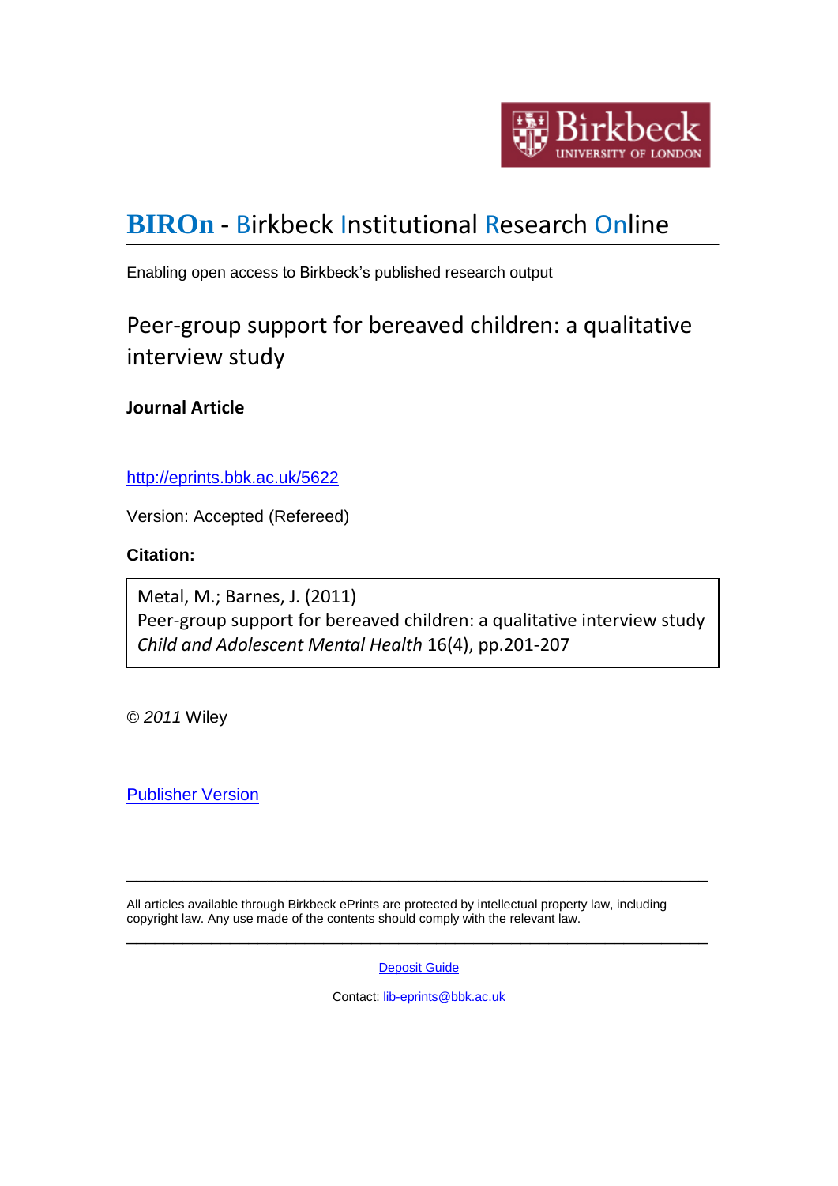# BIROn - Birkbeck Institutional Research Online

Enabling open access to Birkbeck's published research output

## Peer-group support for bereaved children: a qualitative interview study

### Journal Article

http://eprints.bbk.ac.uk/5622

Version: Accepted (Refereed)

**Citation:**

> Metal, M.; Barnes, J. (2011)
> Peer-group support for bereaved children: a qualitative interview study
> *Child and Adolescent Mental Health* 16(4), pp.201-207

© *2011* Wiley

Publisher Version

---

All articles available through Birkbeck ePrints are protected by intellectual property law, including copyright law. Any use made of the contents should comply with the relevant law.

---

Deposit Guide

Contact: lib-eprints@bbk.ac.uk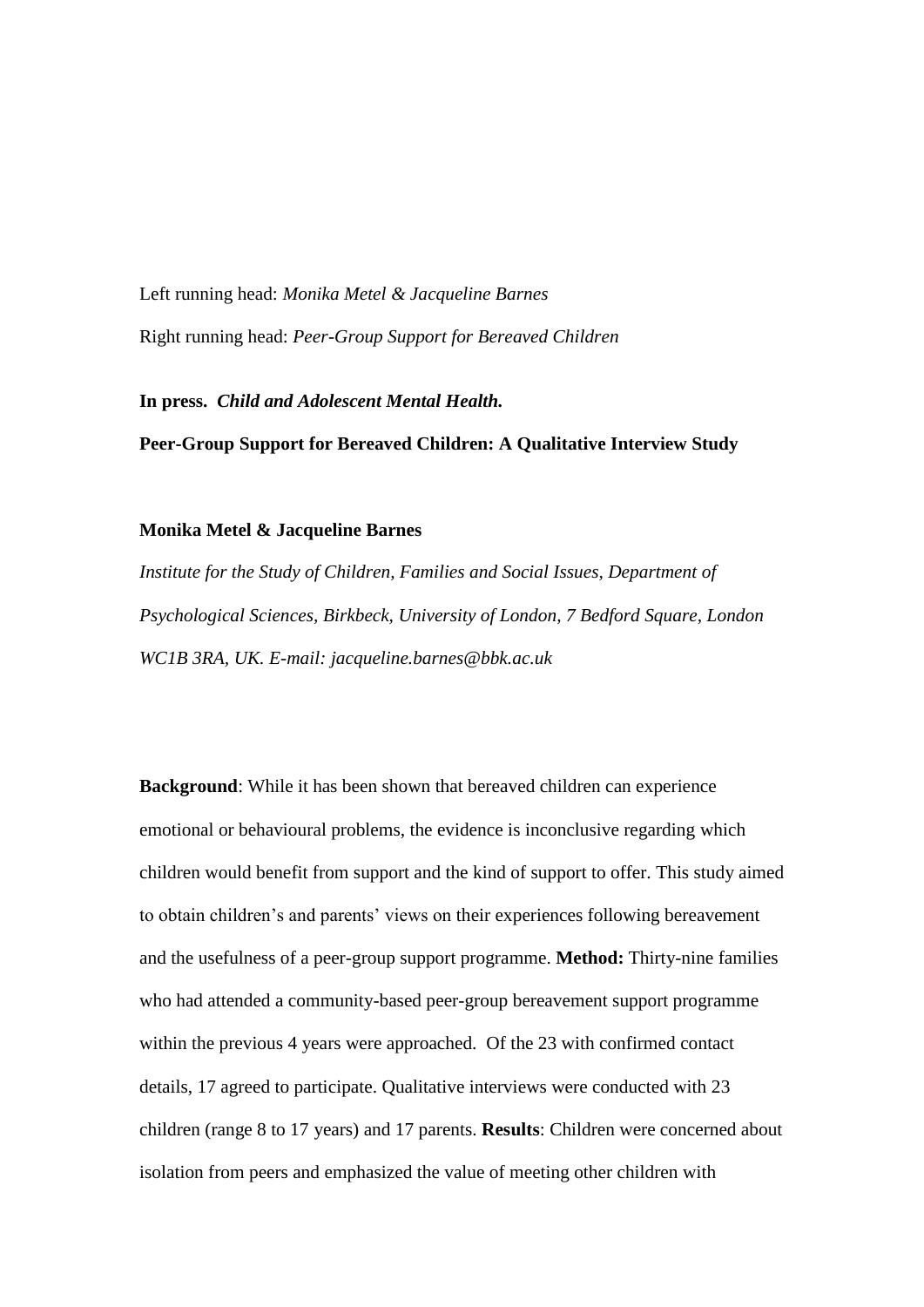Left running head: *Monika Metel & Jacqueline Barnes*

Right running head: *Peer-Group Support for Bereaved Children*

**In press.** ***Child and Adolescent Mental Health.***

**Peer-Group Support for Bereaved Children: A Qualitative Interview Study**

**Monika Metel & Jacqueline Barnes**

*Institute for the Study of Children, Families and Social Issues, Department of Psychological Sciences, Birkbeck, University of London, 7 Bedford Square, London WC1B 3RA, UK. E-mail: jacqueline.barnes@bbk.ac.uk*

**Background**: While it has been shown that bereaved children can experience emotional or behavioural problems, the evidence is inconclusive regarding which children would benefit from support and the kind of support to offer. This study aimed to obtain children's and parents' views on their experiences following bereavement and the usefulness of a peer-group support programme. **Method:** Thirty-nine families who had attended a community-based peer-group bereavement support programme within the previous 4 years were approached. Of the 23 with confirmed contact details, 17 agreed to participate. Qualitative interviews were conducted with 23 children (range 8 to 17 years) and 17 parents. **Results**: Children were concerned about isolation from peers and emphasized the value of meeting other children with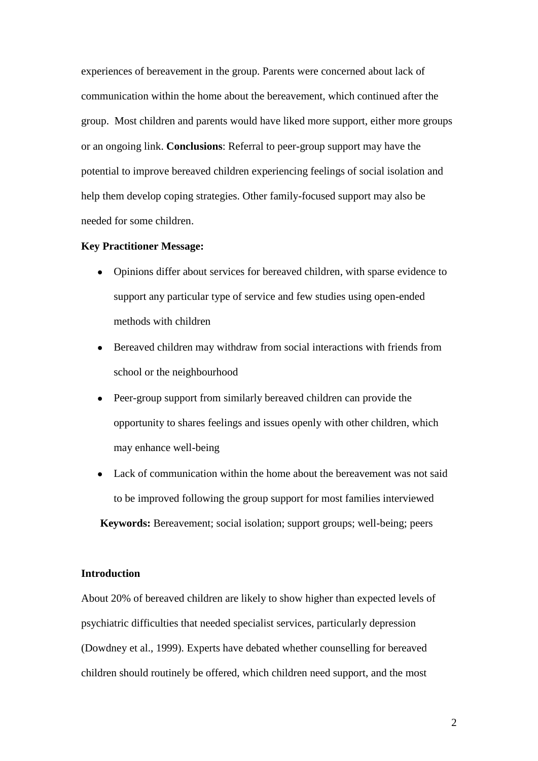experiences of bereavement in the group. Parents were concerned about lack of communication within the home about the bereavement, which continued after the group. Most children and parents would have liked more support, either more groups or an ongoing link. **Conclusions**: Referral to peer-group support may have the potential to improve bereaved children experiencing feelings of social isolation and help them develop coping strategies. Other family-focused support may also be needed for some children.

**Key Practitioner Message:**

- Opinions differ about services for bereaved children, with sparse evidence to support any particular type of service and few studies using open-ended methods with children
- Bereaved children may withdraw from social interactions with friends from school or the neighbourhood
- Peer-group support from similarly bereaved children can provide the opportunity to shares feelings and issues openly with other children, which may enhance well-being
- Lack of communication within the home about the bereavement was not said to be improved following the group support for most families interviewed

**Keywords:** Bereavement; social isolation; support groups; well-being; peers

## Introduction

About 20% of bereaved children are likely to show higher than expected levels of psychiatric difficulties that needed specialist services, particularly depression (Dowdney et al., 1999). Experts have debated whether counselling for bereaved children should routinely be offered, which children need support, and the most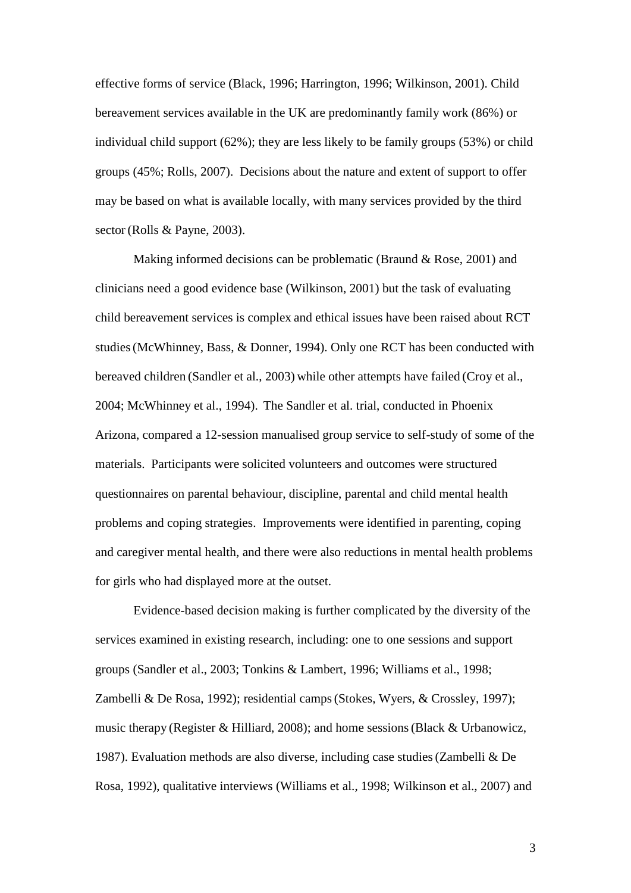effective forms of service (Black, 1996; Harrington, 1996; Wilkinson, 2001). Child bereavement services available in the UK are predominantly family work (86%) or individual child support (62%); they are less likely to be family groups (53%) or child groups (45%; Rolls, 2007). Decisions about the nature and extent of support to offer may be based on what is available locally, with many services provided by the third sector (Rolls & Payne, 2003).

Making informed decisions can be problematic (Braund & Rose, 2001) and clinicians need a good evidence base (Wilkinson, 2001) but the task of evaluating child bereavement services is complex and ethical issues have been raised about RCT studies (McWhinney, Bass, & Donner, 1994). Only one RCT has been conducted with bereaved children (Sandler et al., 2003) while other attempts have failed (Croy et al., 2004; McWhinney et al., 1994). The Sandler et al. trial, conducted in Phoenix Arizona, compared a 12-session manualised group service to self-study of some of the materials. Participants were solicited volunteers and outcomes were structured questionnaires on parental behaviour, discipline, parental and child mental health problems and coping strategies. Improvements were identified in parenting, coping and caregiver mental health, and there were also reductions in mental health problems for girls who had displayed more at the outset.

Evidence-based decision making is further complicated by the diversity of the services examined in existing research, including: one to one sessions and support groups (Sandler et al., 2003; Tonkins & Lambert, 1996; Williams et al., 1998; Zambelli & De Rosa, 1992); residential camps (Stokes, Wyers, & Crossley, 1997); music therapy (Register & Hilliard, 2008); and home sessions (Black & Urbanowicz, 1987). Evaluation methods are also diverse, including case studies (Zambelli & De Rosa, 1992), qualitative interviews (Williams et al., 1998; Wilkinson et al., 2007) and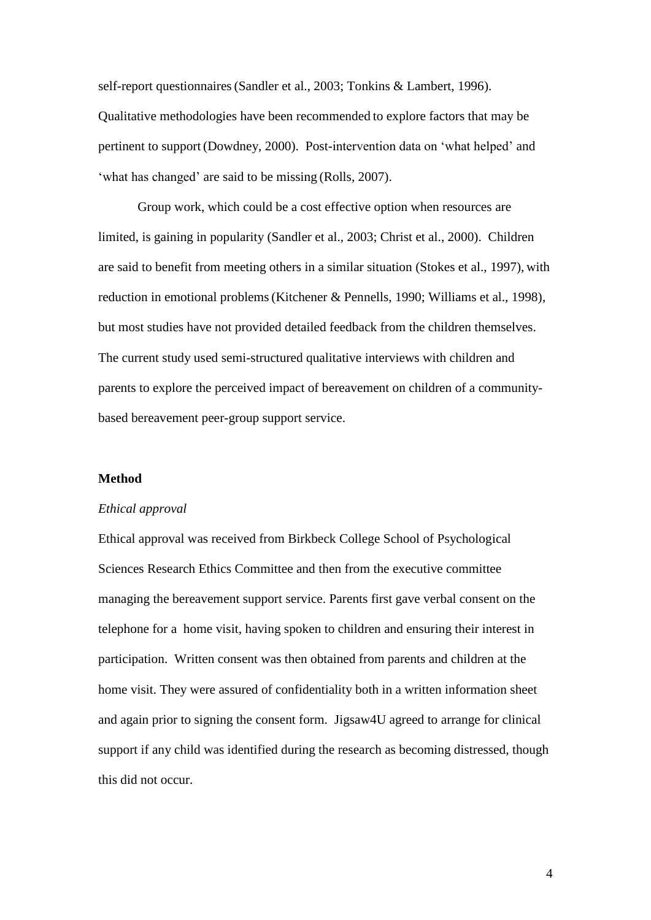self-report questionnaires (Sandler et al., 2003; Tonkins & Lambert, 1996). Qualitative methodologies have been recommended to explore factors that may be pertinent to support (Dowdney, 2000). Post-intervention data on 'what helped' and 'what has changed' are said to be missing (Rolls, 2007).

Group work, which could be a cost effective option when resources are limited, is gaining in popularity (Sandler et al., 2003; Christ et al., 2000). Children are said to benefit from meeting others in a similar situation (Stokes et al., 1997), with reduction in emotional problems (Kitchener & Pennells, 1990; Williams et al., 1998), but most studies have not provided detailed feedback from the children themselves. The current study used semi-structured qualitative interviews with children and parents to explore the perceived impact of bereavement on children of a community-based bereavement peer-group support service.

## Method

*Ethical approval*

Ethical approval was received from Birkbeck College School of Psychological Sciences Research Ethics Committee and then from the executive committee managing the bereavement support service. Parents first gave verbal consent on the telephone for a home visit, having spoken to children and ensuring their interest in participation. Written consent was then obtained from parents and children at the home visit. They were assured of confidentiality both in a written information sheet and again prior to signing the consent form. Jigsaw4U agreed to arrange for clinical support if any child was identified during the research as becoming distressed, though this did not occur.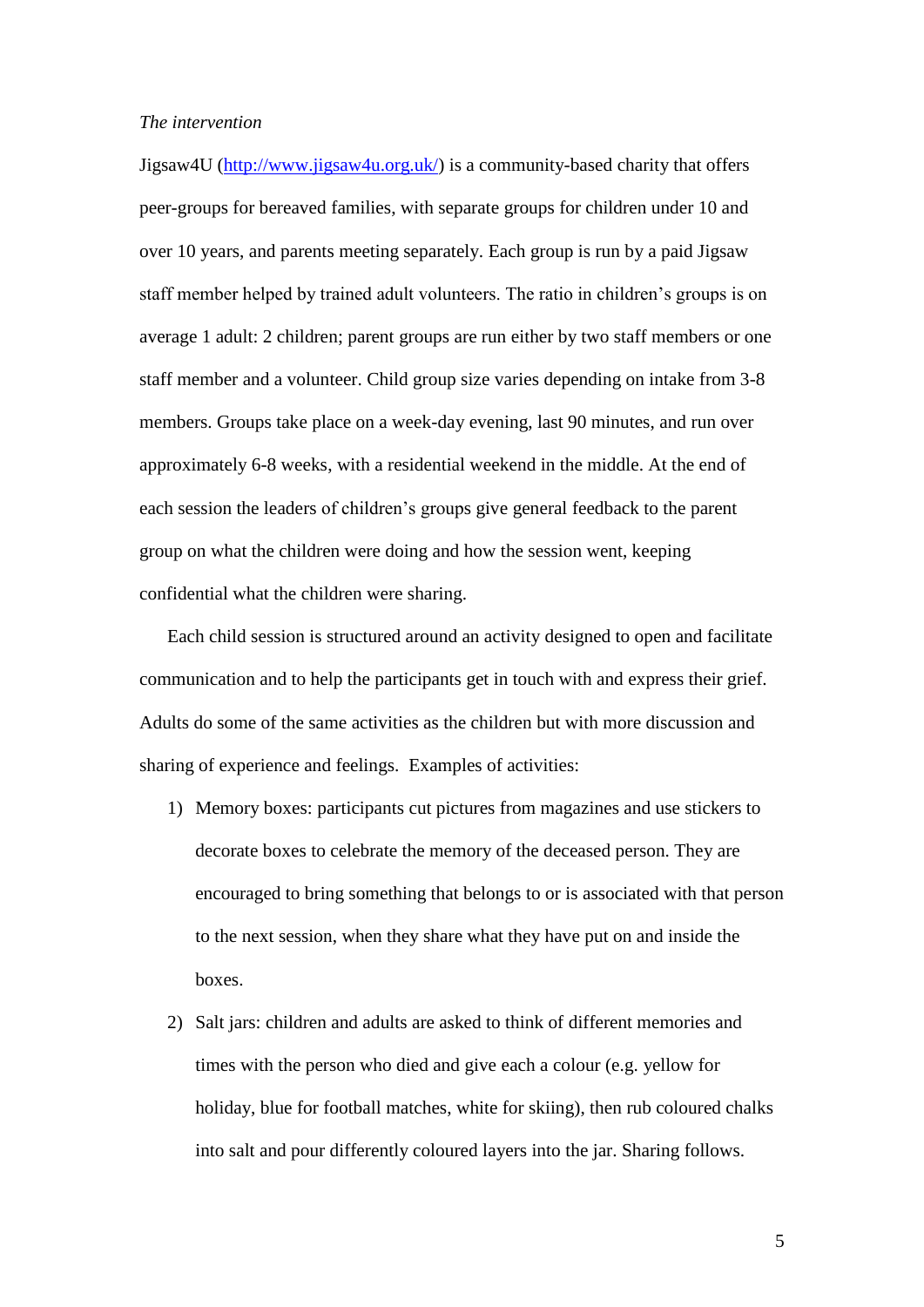*The intervention*

Jigsaw4U (http://www.jigsaw4u.org.uk/) is a community-based charity that offers peer-groups for bereaved families, with separate groups for children under 10 and over 10 years, and parents meeting separately. Each group is run by a paid Jigsaw staff member helped by trained adult volunteers. The ratio in children's groups is on average 1 adult: 2 children; parent groups are run either by two staff members or one staff member and a volunteer. Child group size varies depending on intake from 3-8 members. Groups take place on a week-day evening, last 90 minutes, and run over approximately 6-8 weeks, with a residential weekend in the middle. At the end of each session the leaders of children's groups give general feedback to the parent group on what the children were doing and how the session went, keeping confidential what the children were sharing.

Each child session is structured around an activity designed to open and facilitate communication and to help the participants get in touch with and express their grief. Adults do some of the same activities as the children but with more discussion and sharing of experience and feelings. Examples of activities:

1) Memory boxes: participants cut pictures from magazines and use stickers to decorate boxes to celebrate the memory of the deceased person. They are encouraged to bring something that belongs to or is associated with that person to the next session, when they share what they have put on and inside the boxes.
2) Salt jars: children and adults are asked to think of different memories and times with the person who died and give each a colour (e.g. yellow for holiday, blue for football matches, white for skiing), then rub coloured chalks into salt and pour differently coloured layers into the jar. Sharing follows.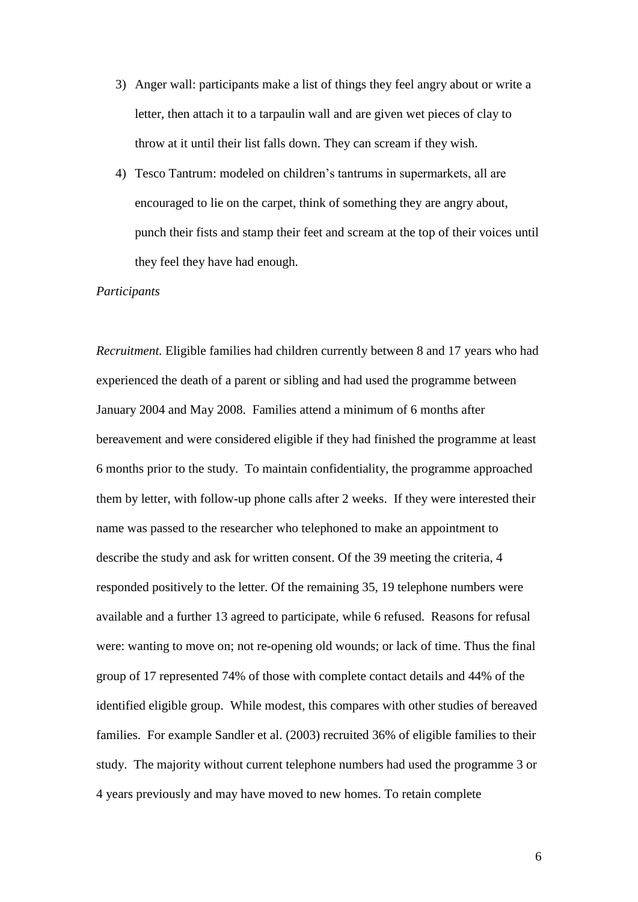3) Anger wall: participants make a list of things they feel angry about or write a letter, then attach it to a tarpaulin wall and are given wet pieces of clay to throw at it until their list falls down. They can scream if they wish.
4) Tesco Tantrum: modeled on children's tantrums in supermarkets, all are encouraged to lie on the carpet, think of something they are angry about, punch their fists and stamp their feet and scream at the top of their voices until they feel they have had enough.

*Participants*

*Recruitment.* Eligible families had children currently between 8 and 17 years who had experienced the death of a parent or sibling and had used the programme between January 2004 and May 2008. Families attend a minimum of 6 months after bereavement and were considered eligible if they had finished the programme at least 6 months prior to the study. To maintain confidentiality, the programme approached them by letter, with follow-up phone calls after 2 weeks. If they were interested their name was passed to the researcher who telephoned to make an appointment to describe the study and ask for written consent. Of the 39 meeting the criteria, 4 responded positively to the letter. Of the remaining 35, 19 telephone numbers were available and a further 13 agreed to participate, while 6 refused. Reasons for refusal were: wanting to move on; not re-opening old wounds; or lack of time. Thus the final group of 17 represented 74% of those with complete contact details and 44% of the identified eligible group. While modest, this compares with other studies of bereaved families. For example Sandler et al. (2003) recruited 36% of eligible families to their study. The majority without current telephone numbers had used the programme 3 or 4 years previously and may have moved to new homes. To retain complete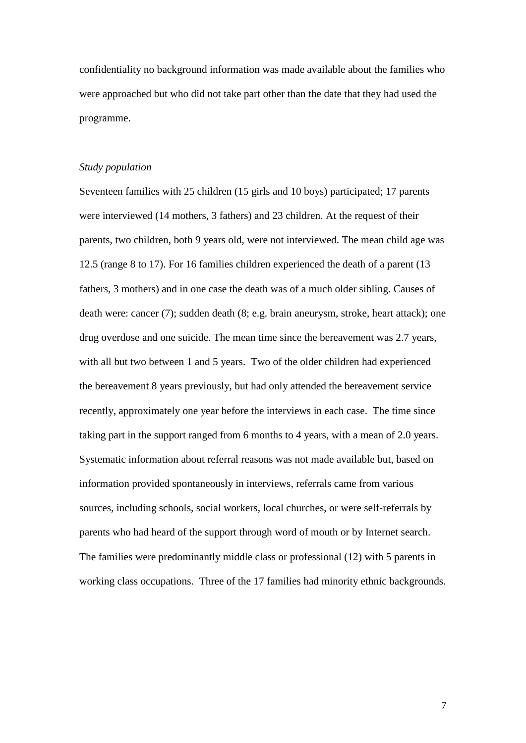confidentiality no background information was made available about the families who were approached but who did not take part other than the date that they had used the programme.

*Study population*

Seventeen families with 25 children (15 girls and 10 boys) participated; 17 parents were interviewed (14 mothers, 3 fathers) and 23 children. At the request of their parents, two children, both 9 years old, were not interviewed. The mean child age was 12.5 (range 8 to 17). For 16 families children experienced the death of a parent (13 fathers, 3 mothers) and in one case the death was of a much older sibling. Causes of death were: cancer (7); sudden death (8; e.g. brain aneurysm, stroke, heart attack); one drug overdose and one suicide. The mean time since the bereavement was 2.7 years, with all but two between 1 and 5 years. Two of the older children had experienced the bereavement 8 years previously, but had only attended the bereavement service recently, approximately one year before the interviews in each case. The time since taking part in the support ranged from 6 months to 4 years, with a mean of 2.0 years. Systematic information about referral reasons was not made available but, based on information provided spontaneously in interviews, referrals came from various sources, including schools, social workers, local churches, or were self-referrals by parents who had heard of the support through word of mouth or by Internet search. The families were predominantly middle class or professional (12) with 5 parents in working class occupations. Three of the 17 families had minority ethnic backgrounds.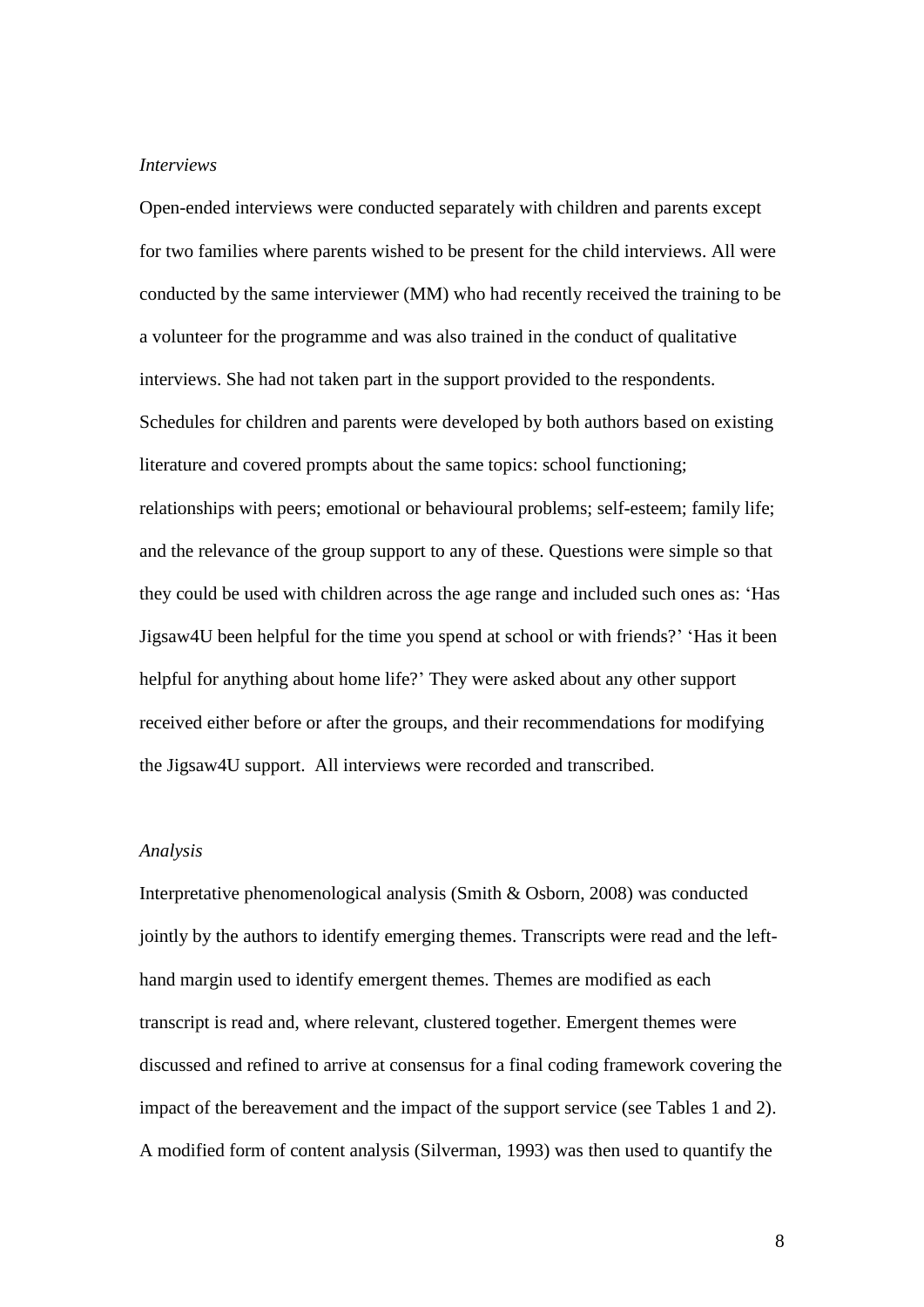*Interviews*

Open-ended interviews were conducted separately with children and parents except for two families where parents wished to be present for the child interviews. All were conducted by the same interviewer (MM) who had recently received the training to be a volunteer for the programme and was also trained in the conduct of qualitative interviews. She had not taken part in the support provided to the respondents. Schedules for children and parents were developed by both authors based on existing literature and covered prompts about the same topics: school functioning; relationships with peers; emotional or behavioural problems; self-esteem; family life; and the relevance of the group support to any of these. Questions were simple so that they could be used with children across the age range and included such ones as: 'Has Jigsaw4U been helpful for the time you spend at school or with friends?' 'Has it been helpful for anything about home life?' They were asked about any other support received either before or after the groups, and their recommendations for modifying the Jigsaw4U support. All interviews were recorded and transcribed.

*Analysis*

Interpretative phenomenological analysis (Smith & Osborn, 2008) was conducted jointly by the authors to identify emerging themes. Transcripts were read and the left-hand margin used to identify emergent themes. Themes are modified as each transcript is read and, where relevant, clustered together. Emergent themes were discussed and refined to arrive at consensus for a final coding framework covering the impact of the bereavement and the impact of the support service (see Tables 1 and 2). A modified form of content analysis (Silverman, 1993) was then used to quantify the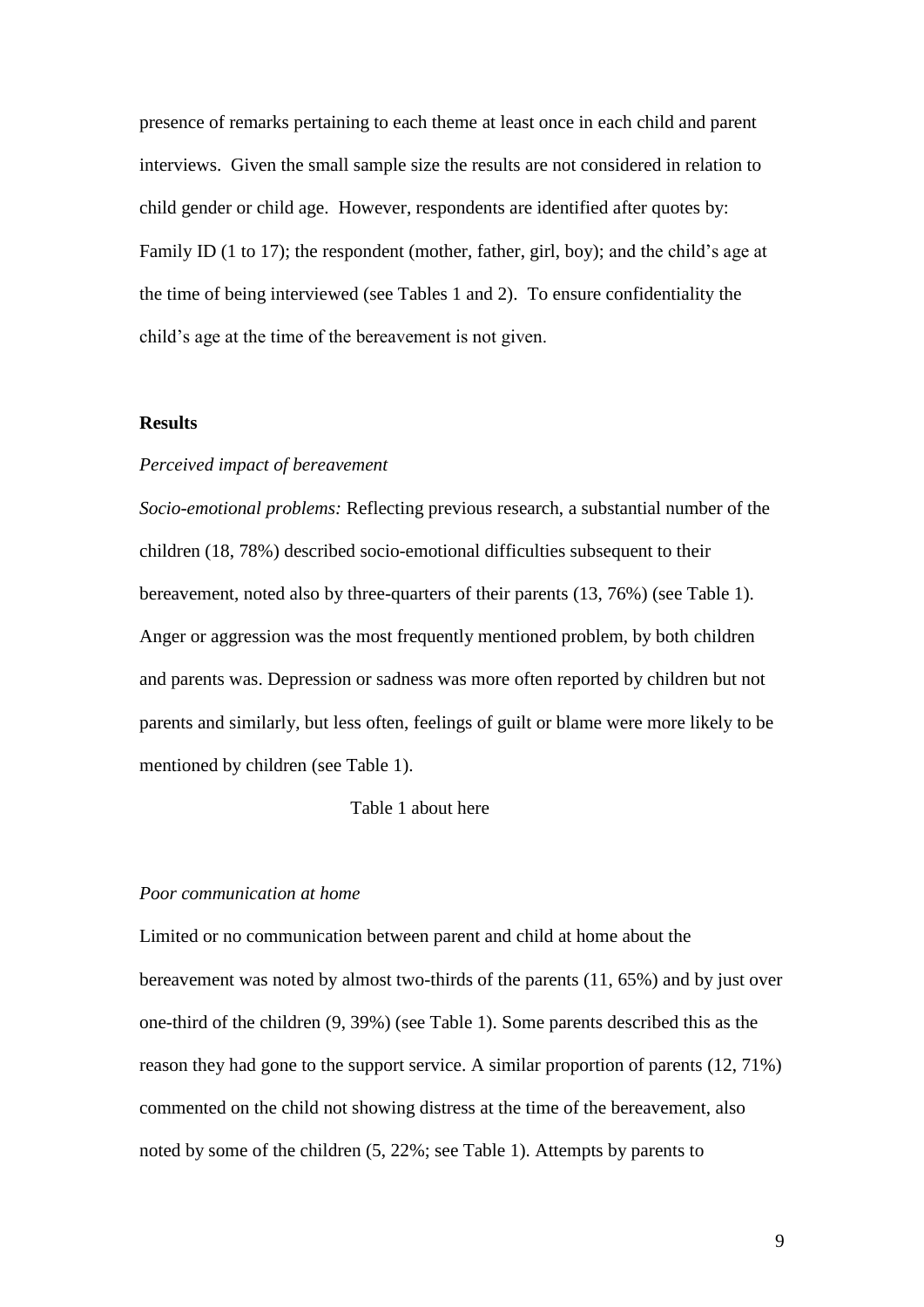presence of remarks pertaining to each theme at least once in each child and parent interviews. Given the small sample size the results are not considered in relation to child gender or child age. However, respondents are identified after quotes by: Family ID (1 to 17); the respondent (mother, father, girl, boy); and the child's age at the time of being interviewed (see Tables 1 and 2). To ensure confidentiality the child's age at the time of the bereavement is not given.

## Results

### *Perceived impact of bereavement*

*Socio-emotional problems:* Reflecting previous research, a substantial number of the children (18, 78%) described socio-emotional difficulties subsequent to their bereavement, noted also by three-quarters of their parents (13, 76%) (see Table 1). Anger or aggression was the most frequently mentioned problem, by both children and parents was. Depression or sadness was more often reported by children but not parents and similarly, but less often, feelings of guilt or blame were more likely to be mentioned by children (see Table 1).

Table 1 about here

### *Poor communication at home*

Limited or no communication between parent and child at home about the bereavement was noted by almost two-thirds of the parents (11, 65%) and by just over one-third of the children (9, 39%) (see Table 1). Some parents described this as the reason they had gone to the support service. A similar proportion of parents (12, 71%) commented on the child not showing distress at the time of the bereavement, also noted by some of the children (5, 22%; see Table 1). Attempts by parents to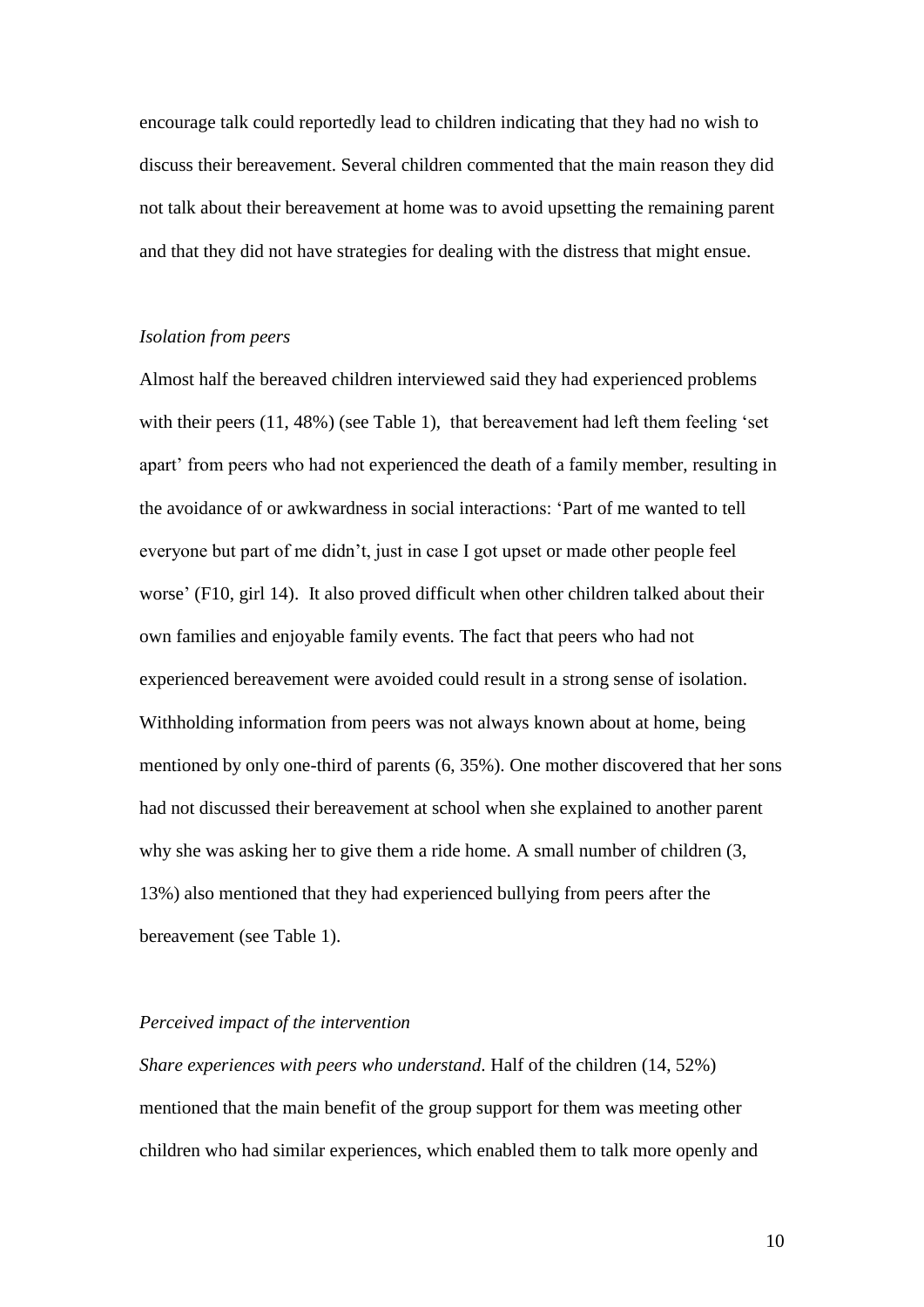encourage talk could reportedly lead to children indicating that they had no wish to discuss their bereavement. Several children commented that the main reason they did not talk about their bereavement at home was to avoid upsetting the remaining parent and that they did not have strategies for dealing with the distress that might ensue.

*Isolation from peers*

Almost half the bereaved children interviewed said they had experienced problems with their peers (11, 48%) (see Table 1), that bereavement had left them feeling 'set apart' from peers who had not experienced the death of a family member, resulting in the avoidance of or awkwardness in social interactions: 'Part of me wanted to tell everyone but part of me didn't, just in case I got upset or made other people feel worse' (F10, girl 14). It also proved difficult when other children talked about their own families and enjoyable family events. The fact that peers who had not experienced bereavement were avoided could result in a strong sense of isolation. Withholding information from peers was not always known about at home, being mentioned by only one-third of parents (6, 35%). One mother discovered that her sons had not discussed their bereavement at school when she explained to another parent why she was asking her to give them a ride home. A small number of children (3, 13%) also mentioned that they had experienced bullying from peers after the bereavement (see Table 1).

*Perceived impact of the intervention*

*Share experiences with peers who understand*. Half of the children (14, 52%) mentioned that the main benefit of the group support for them was meeting other children who had similar experiences, which enabled them to talk more openly and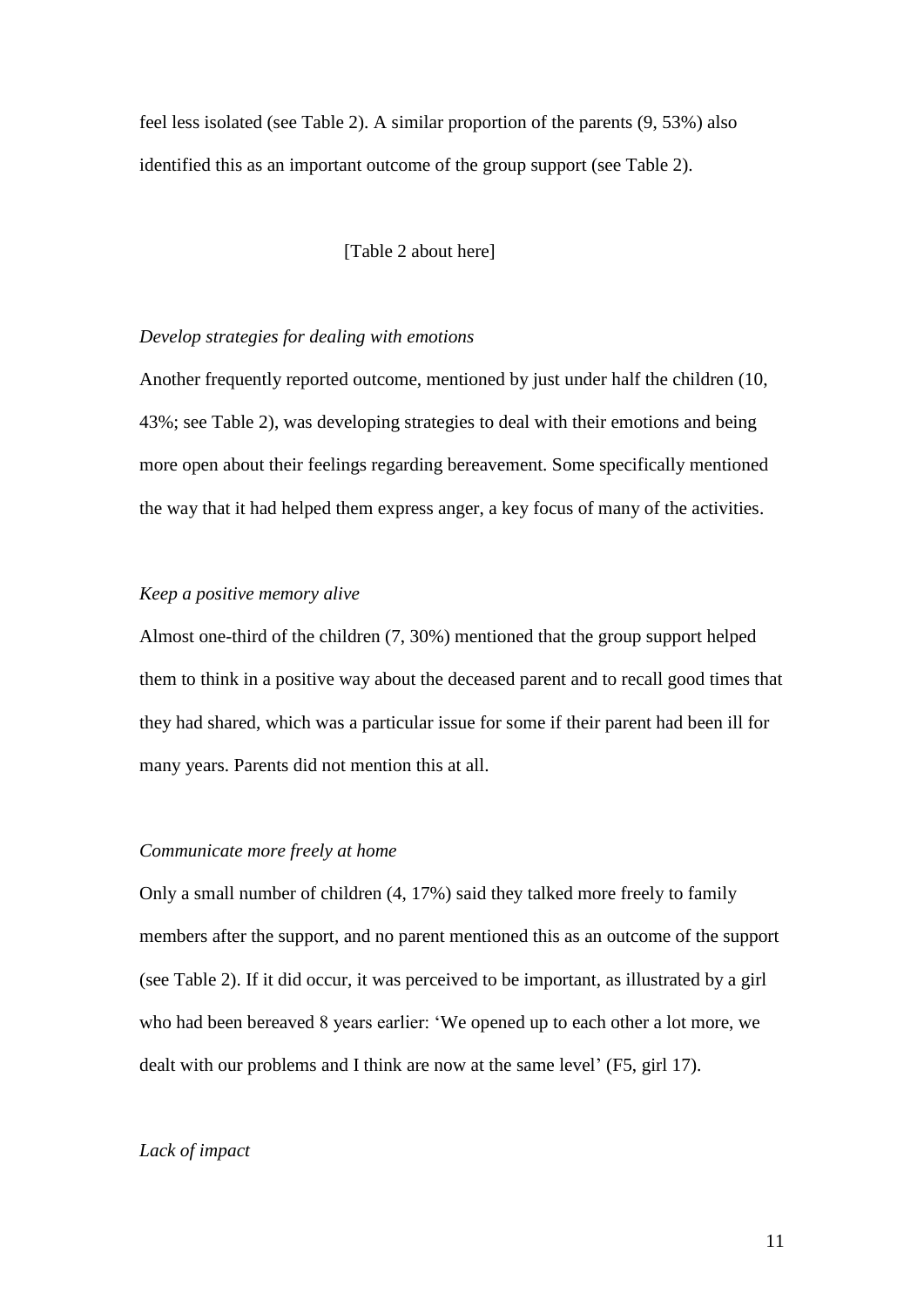feel less isolated (see Table 2). A similar proportion of the parents (9, 53%) also identified this as an important outcome of the group support (see Table 2).

[Table 2 about here]

*Develop strategies for dealing with emotions*

Another frequently reported outcome, mentioned by just under half the children (10, 43%; see Table 2), was developing strategies to deal with their emotions and being more open about their feelings regarding bereavement. Some specifically mentioned the way that it had helped them express anger, a key focus of many of the activities.

*Keep a positive memory alive*

Almost one-third of the children (7, 30%) mentioned that the group support helped them to think in a positive way about the deceased parent and to recall good times that they had shared, which was a particular issue for some if their parent had been ill for many years. Parents did not mention this at all.

*Communicate more freely at home*

Only a small number of children (4, 17%) said they talked more freely to family members after the support, and no parent mentioned this as an outcome of the support (see Table 2). If it did occur, it was perceived to be important, as illustrated by a girl who had been bereaved 8 years earlier: 'We opened up to each other a lot more, we dealt with our problems and I think are now at the same level' (F5, girl 17).

*Lack of impact*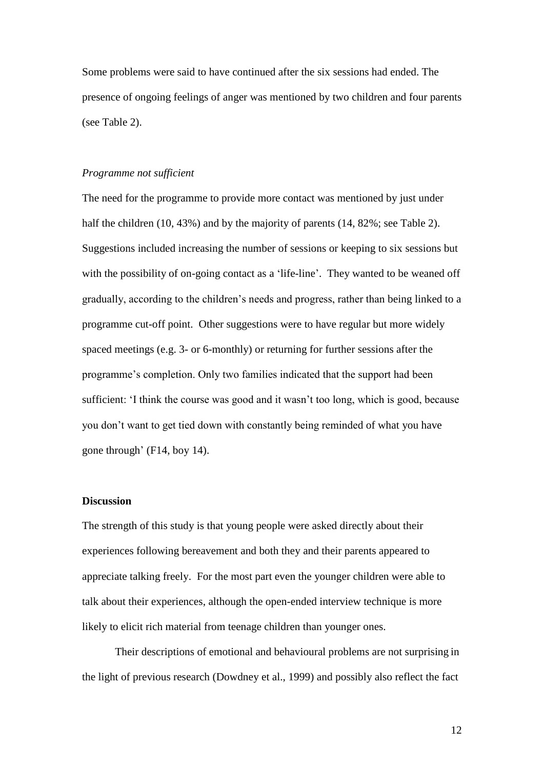Some problems were said to have continued after the six sessions had ended. The presence of ongoing feelings of anger was mentioned by two children and four parents (see Table 2).

*Programme not sufficient*

The need for the programme to provide more contact was mentioned by just under half the children (10, 43%) and by the majority of parents (14, 82%; see Table 2). Suggestions included increasing the number of sessions or keeping to six sessions but with the possibility of on-going contact as a 'life-line'. They wanted to be weaned off gradually, according to the children's needs and progress, rather than being linked to a programme cut-off point. Other suggestions were to have regular but more widely spaced meetings (e.g. 3- or 6-monthly) or returning for further sessions after the programme's completion. Only two families indicated that the support had been sufficient: 'I think the course was good and it wasn't too long, which is good, because you don't want to get tied down with constantly being reminded of what you have gone through' (F14, boy 14).

**Discussion**

The strength of this study is that young people were asked directly about their experiences following bereavement and both they and their parents appeared to appreciate talking freely. For the most part even the younger children were able to talk about their experiences, although the open-ended interview technique is more likely to elicit rich material from teenage children than younger ones.

Their descriptions of emotional and behavioural problems are not surprising in the light of previous research (Dowdney et al., 1999) and possibly also reflect the fact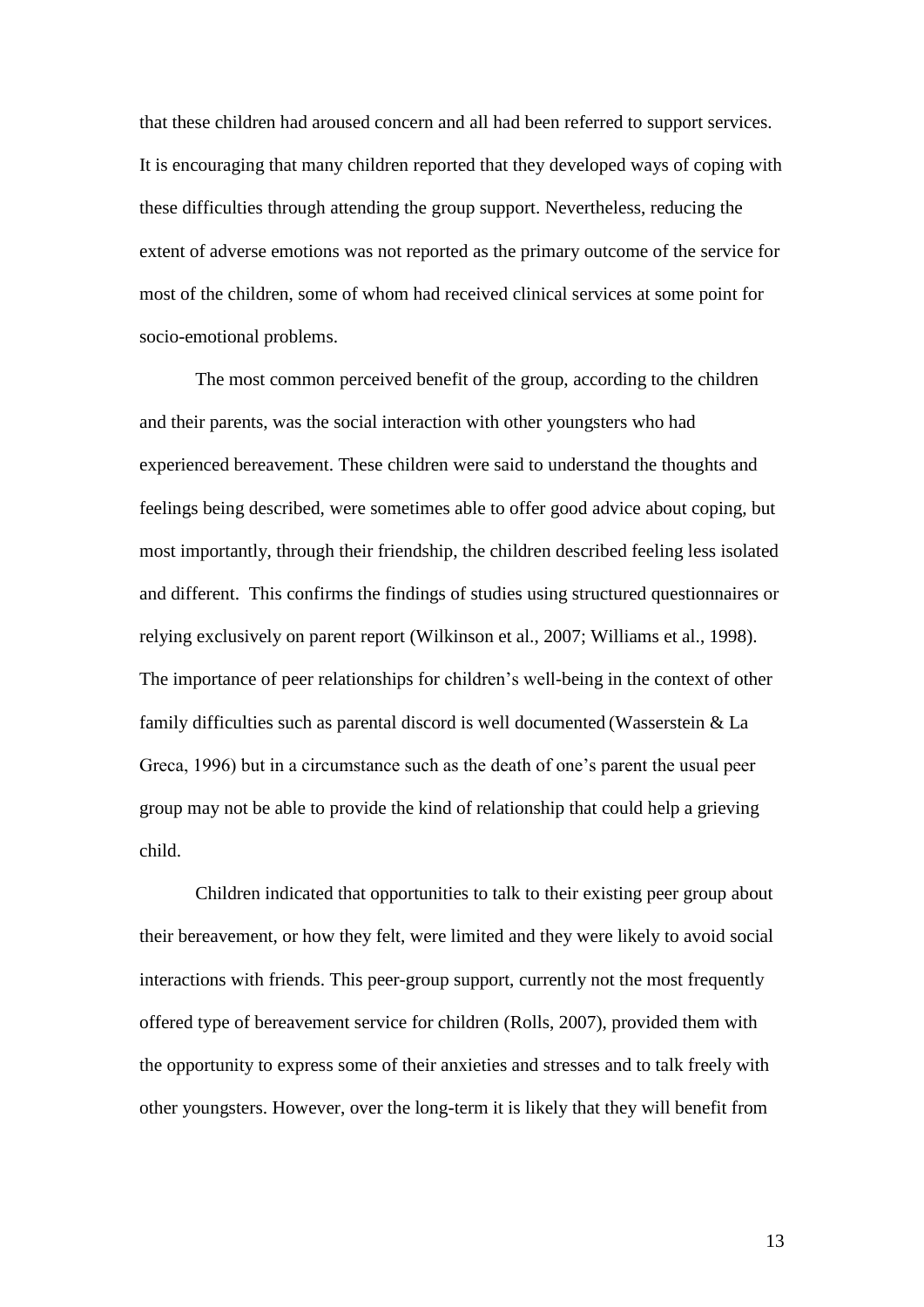that these children had aroused concern and all had been referred to support services. It is encouraging that many children reported that they developed ways of coping with these difficulties through attending the group support. Nevertheless, reducing the extent of adverse emotions was not reported as the primary outcome of the service for most of the children, some of whom had received clinical services at some point for socio-emotional problems.

The most common perceived benefit of the group, according to the children and their parents, was the social interaction with other youngsters who had experienced bereavement. These children were said to understand the thoughts and feelings being described, were sometimes able to offer good advice about coping, but most importantly, through their friendship, the children described feeling less isolated and different. This confirms the findings of studies using structured questionnaires or relying exclusively on parent report (Wilkinson et al., 2007; Williams et al., 1998). The importance of peer relationships for children's well-being in the context of other family difficulties such as parental discord is well documented (Wasserstein & La Greca, 1996) but in a circumstance such as the death of one's parent the usual peer group may not be able to provide the kind of relationship that could help a grieving child.

Children indicated that opportunities to talk to their existing peer group about their bereavement, or how they felt, were limited and they were likely to avoid social interactions with friends. This peer-group support, currently not the most frequently offered type of bereavement service for children (Rolls, 2007), provided them with the opportunity to express some of their anxieties and stresses and to talk freely with other youngsters. However, over the long-term it is likely that they will benefit from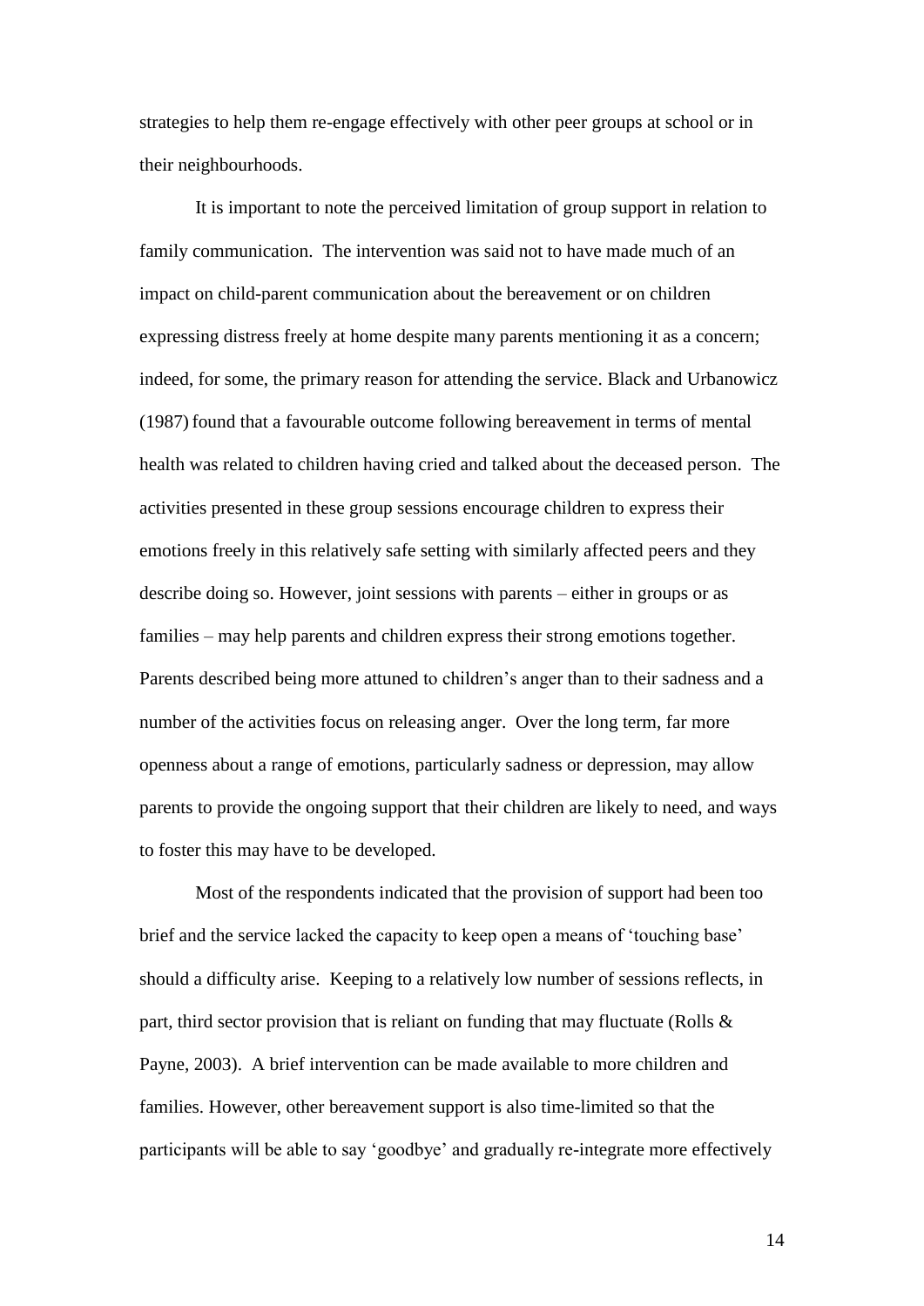strategies to help them re-engage effectively with other peer groups at school or in their neighbourhoods.

It is important to note the perceived limitation of group support in relation to family communication. The intervention was said not to have made much of an impact on child-parent communication about the bereavement or on children expressing distress freely at home despite many parents mentioning it as a concern; indeed, for some, the primary reason for attending the service. Black and Urbanowicz (1987) found that a favourable outcome following bereavement in terms of mental health was related to children having cried and talked about the deceased person. The activities presented in these group sessions encourage children to express their emotions freely in this relatively safe setting with similarly affected peers and they describe doing so. However, joint sessions with parents – either in groups or as families – may help parents and children express their strong emotions together. Parents described being more attuned to children's anger than to their sadness and a number of the activities focus on releasing anger. Over the long term, far more openness about a range of emotions, particularly sadness or depression, may allow parents to provide the ongoing support that their children are likely to need, and ways to foster this may have to be developed.

Most of the respondents indicated that the provision of support had been too brief and the service lacked the capacity to keep open a means of 'touching base' should a difficulty arise. Keeping to a relatively low number of sessions reflects, in part, third sector provision that is reliant on funding that may fluctuate (Rolls & Payne, 2003). A brief intervention can be made available to more children and families. However, other bereavement support is also time-limited so that the participants will be able to say 'goodbye' and gradually re-integrate more effectively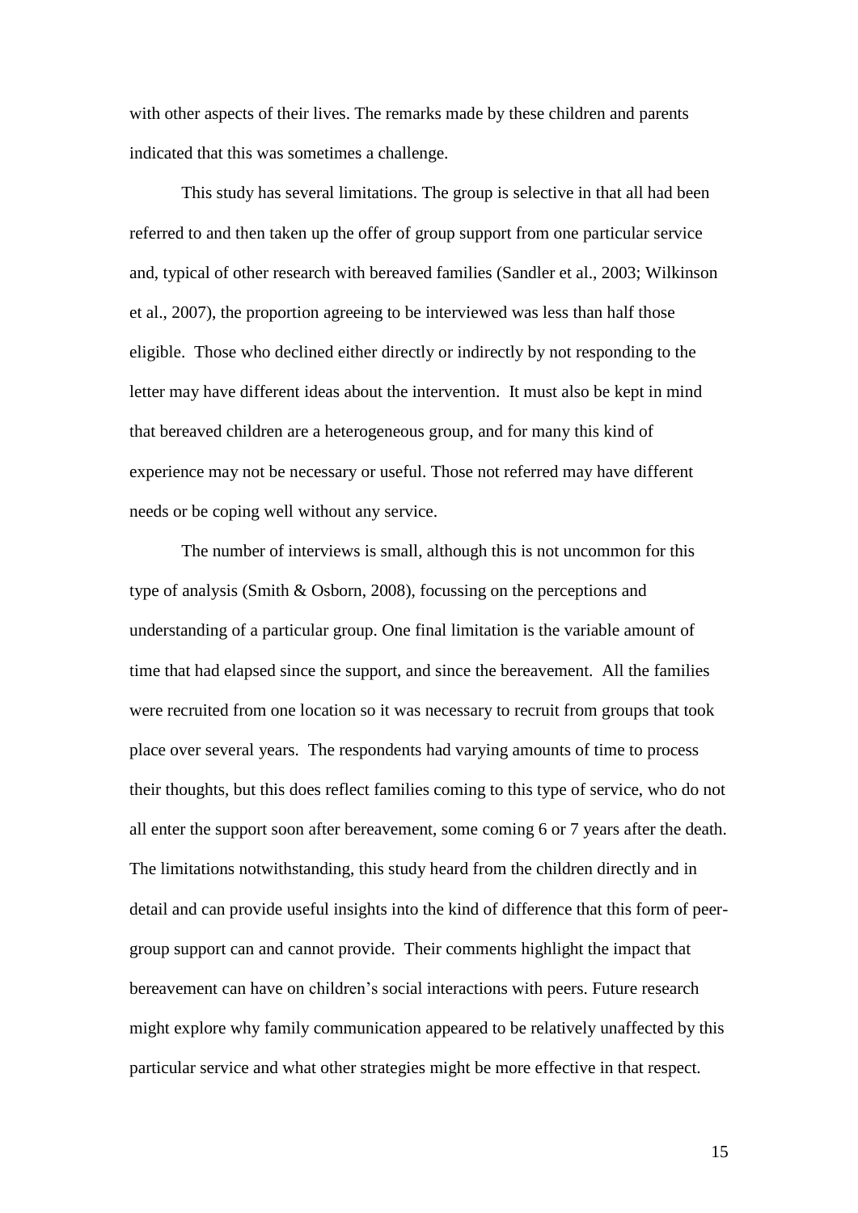with other aspects of their lives. The remarks made by these children and parents indicated that this was sometimes a challenge.

This study has several limitations. The group is selective in that all had been referred to and then taken up the offer of group support from one particular service and, typical of other research with bereaved families (Sandler et al., 2003; Wilkinson et al., 2007), the proportion agreeing to be interviewed was less than half those eligible. Those who declined either directly or indirectly by not responding to the letter may have different ideas about the intervention. It must also be kept in mind that bereaved children are a heterogeneous group, and for many this kind of experience may not be necessary or useful. Those not referred may have different needs or be coping well without any service.

The number of interviews is small, although this is not uncommon for this type of analysis (Smith & Osborn, 2008), focussing on the perceptions and understanding of a particular group. One final limitation is the variable amount of time that had elapsed since the support, and since the bereavement. All the families were recruited from one location so it was necessary to recruit from groups that took place over several years. The respondents had varying amounts of time to process their thoughts, but this does reflect families coming to this type of service, who do not all enter the support soon after bereavement, some coming 6 or 7 years after the death. The limitations notwithstanding, this study heard from the children directly and in detail and can provide useful insights into the kind of difference that this form of peer-group support can and cannot provide. Their comments highlight the impact that bereavement can have on children's social interactions with peers. Future research might explore why family communication appeared to be relatively unaffected by this particular service and what other strategies might be more effective in that respect.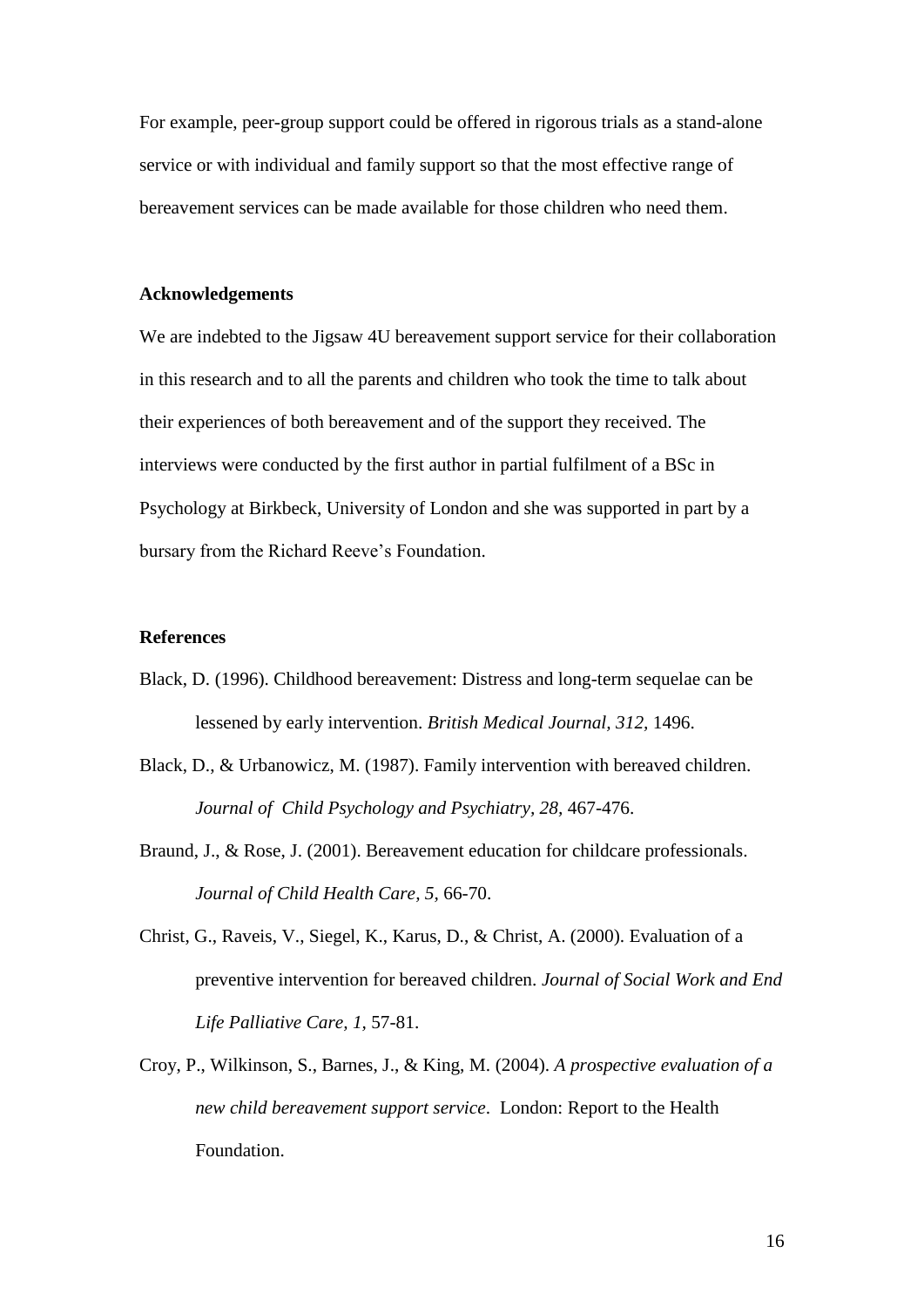For example, peer-group support could be offered in rigorous trials as a stand-alone service or with individual and family support so that the most effective range of bereavement services can be made available for those children who need them.

## Acknowledgements

We are indebted to the Jigsaw 4U bereavement support service for their collaboration in this research and to all the parents and children who took the time to talk about their experiences of both bereavement and of the support they received. The interviews were conducted by the first author in partial fulfilment of a BSc in Psychology at Birkbeck, University of London and she was supported in part by a bursary from the Richard Reeve's Foundation.

## References

Black, D. (1996). Childhood bereavement: Distress and long-term sequelae can be lessened by early intervention. *British Medical Journal, 312*, 1496.

Black, D., & Urbanowicz, M. (1987). Family intervention with bereaved children. *Journal of Child Psychology and Psychiatry, 28*, 467-476.

Braund, J., & Rose, J. (2001). Bereavement education for childcare professionals. *Journal of Child Health Care, 5*, 66-70.

Christ, G., Raveis, V., Siegel, K., Karus, D., & Christ, A. (2000). Evaluation of a preventive intervention for bereaved children. *Journal of Social Work and End Life Palliative Care, 1*, 57-81.

Croy, P., Wilkinson, S., Barnes, J., & King, M. (2004). *A prospective evaluation of a new child bereavement support service*. London: Report to the Health Foundation.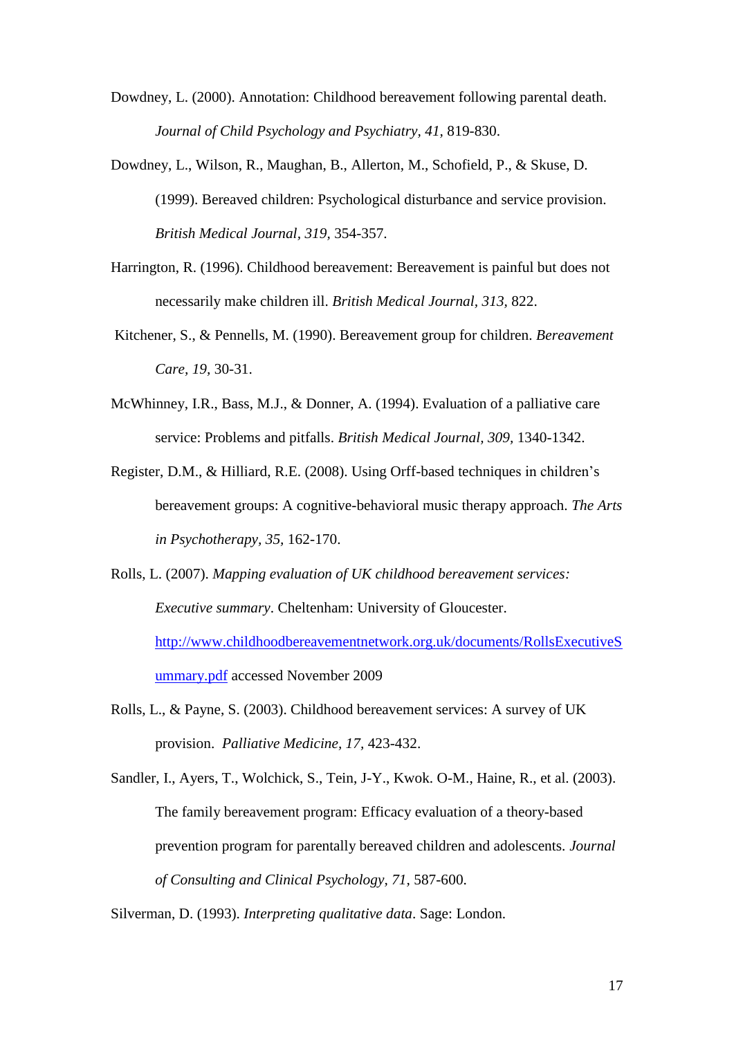Dowdney, L. (2000). Annotation: Childhood bereavement following parental death. *Journal of Child Psychology and Psychiatry, 41,* 819-830.

Dowdney, L., Wilson, R., Maughan, B., Allerton, M., Schofield, P., & Skuse, D. (1999). Bereaved children: Psychological disturbance and service provision. *British Medical Journal, 319,* 354-357.

Harrington, R. (1996). Childhood bereavement: Bereavement is painful but does not necessarily make children ill. *British Medical Journal, 313,* 822.

Kitchener, S., & Pennells, M. (1990). Bereavement group for children. *Bereavement Care, 19,* 30-31.

McWhinney, I.R., Bass, M.J., & Donner, A. (1994). Evaluation of a palliative care service: Problems and pitfalls. *British Medical Journal, 309,* 1340-1342.

Register, D.M., & Hilliard, R.E. (2008). Using Orff-based techniques in children's bereavement groups: A cognitive-behavioral music therapy approach. *The Arts in Psychotherapy, 35,* 162-170.

Rolls, L. (2007). *Mapping evaluation of UK childhood bereavement services: Executive summary*. Cheltenham: University of Gloucester. http://www.childhoodbereavementnetwork.org.uk/documents/RollsExecutiveSummary.pdf accessed November 2009

Rolls, L., & Payne, S. (2003). Childhood bereavement services: A survey of UK provision. *Palliative Medicine, 17,* 423-432.

Sandler, I., Ayers, T., Wolchick, S., Tein, J-Y., Kwok. O-M., Haine, R., et al. (2003). The family bereavement program: Efficacy evaluation of a theory-based prevention program for parentally bereaved children and adolescents. *Journal of Consulting and Clinical Psychology, 71,* 587-600.

Silverman, D. (1993). *Interpreting qualitative data*. Sage: London.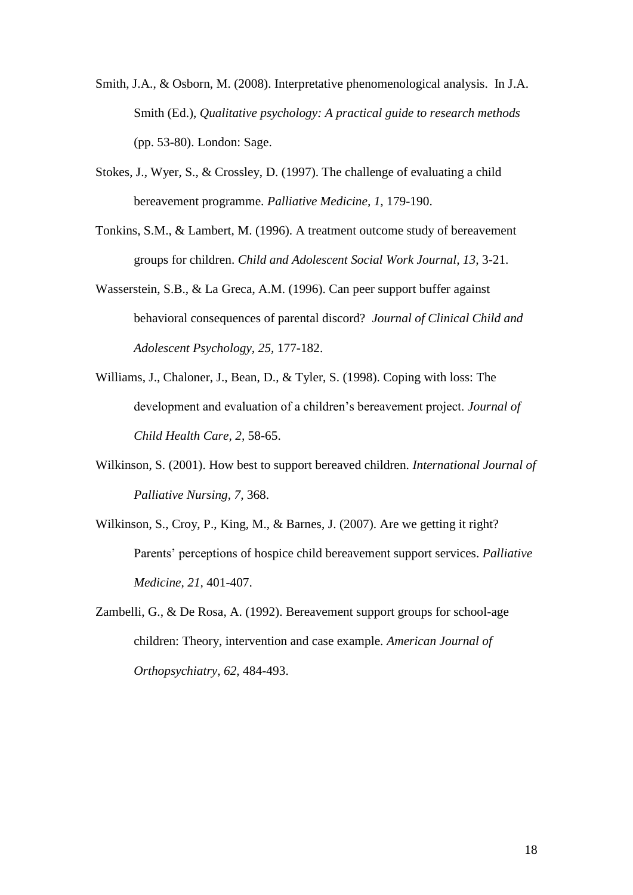Smith, J.A., & Osborn, M. (2008). Interpretative phenomenological analysis. In J.A. Smith (Ed.), *Qualitative psychology: A practical guide to research methods* (pp. 53-80). London: Sage.

Stokes, J., Wyer, S., & Crossley, D. (1997). The challenge of evaluating a child bereavement programme. *Palliative Medicine, 1,* 179-190.

Tonkins, S.M., & Lambert, M. (1996). A treatment outcome study of bereavement groups for children. *Child and Adolescent Social Work Journal, 13,* 3-21.

Wasserstein, S.B., & La Greca, A.M. (1996). Can peer support buffer against behavioral consequences of parental discord? *Journal of Clinical Child and Adolescent Psychology, 25,* 177-182.

Williams, J., Chaloner, J., Bean, D., & Tyler, S. (1998). Coping with loss: The development and evaluation of a children's bereavement project. *Journal of Child Health Care, 2,* 58-65.

Wilkinson, S. (2001). How best to support bereaved children. *International Journal of Palliative Nursing, 7,* 368.

Wilkinson, S., Croy, P., King, M., & Barnes, J. (2007). Are we getting it right? Parents' perceptions of hospice child bereavement support services. *Palliative Medicine, 21,* 401-407.

Zambelli, G., & De Rosa, A. (1992). Bereavement support groups for school-age children: Theory, intervention and case example. *American Journal of Orthopsychiatry, 62,* 484-493.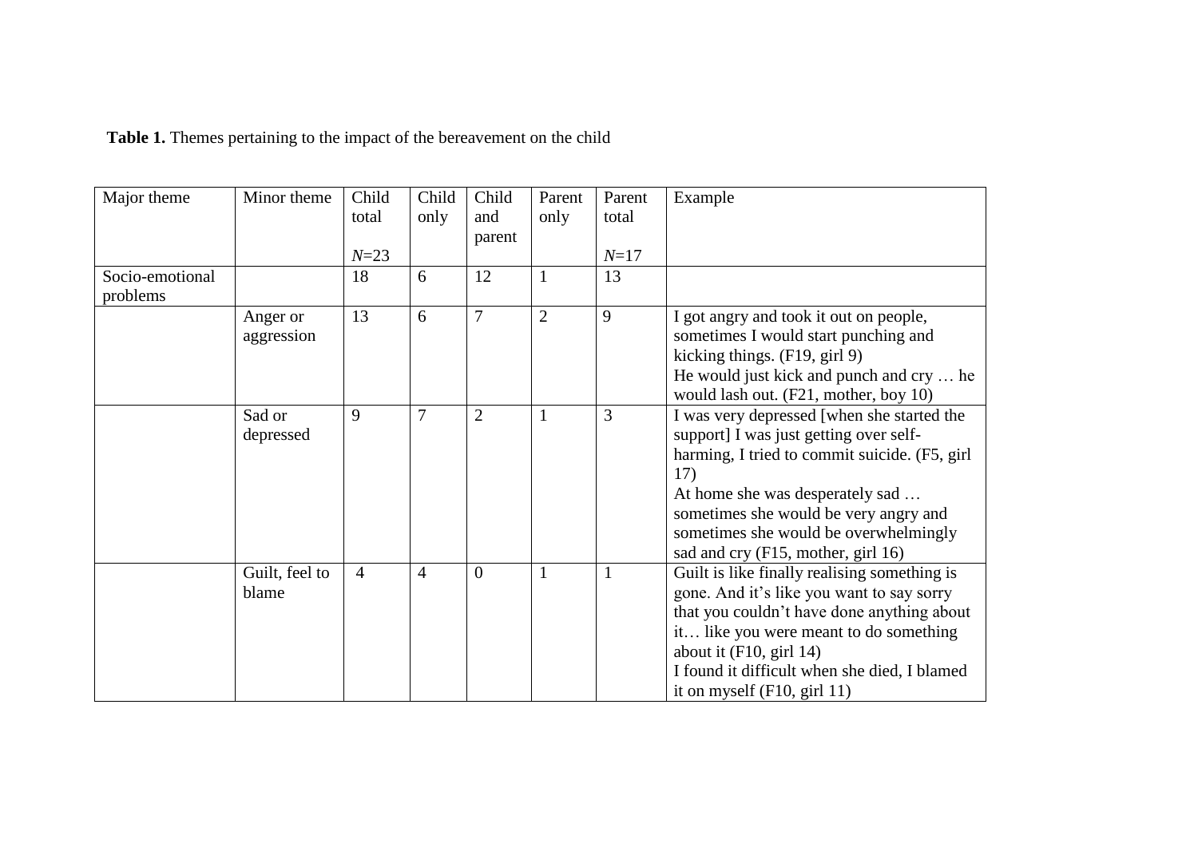**Table 1.** Themes pertaining to the impact of the bereavement on the child

| Major theme | Minor theme | Child total<br>*N*=23 | Child only | Child and parent | Parent only | Parent total<br>*N*=17 | Example |
|---|---|---|---|---|---|---|---|
| Socio-emotional problems | | 18 | 6 | 12 | 1 | 13 | |
| | Anger or aggression | 13 | 6 | 7 | 2 | 9 | I got angry and took it out on people, sometimes I would start punching and kicking things. (F19, girl 9)<br>He would just kick and punch and cry … he would lash out. (F21, mother, boy 10) |
| | Sad or depressed | 9 | 7 | 2 | 1 | 3 | I was very depressed [when she started the support] I was just getting over self-harming, I tried to commit suicide. (F5, girl 17)<br>At home she was desperately sad … sometimes she would be very angry and sometimes she would be overwhelmingly sad and cry (F15, mother, girl 16) |
| | Guilt, feel to blame | 4 | 4 | 0 | 1 | 1 | Guilt is like finally realising something is gone. And it's like you want to say sorry that you couldn't have done anything about it… like you were meant to do something about it (F10, girl 14)<br>I found it difficult when she died, I blamed it on myself (F10, girl 11) |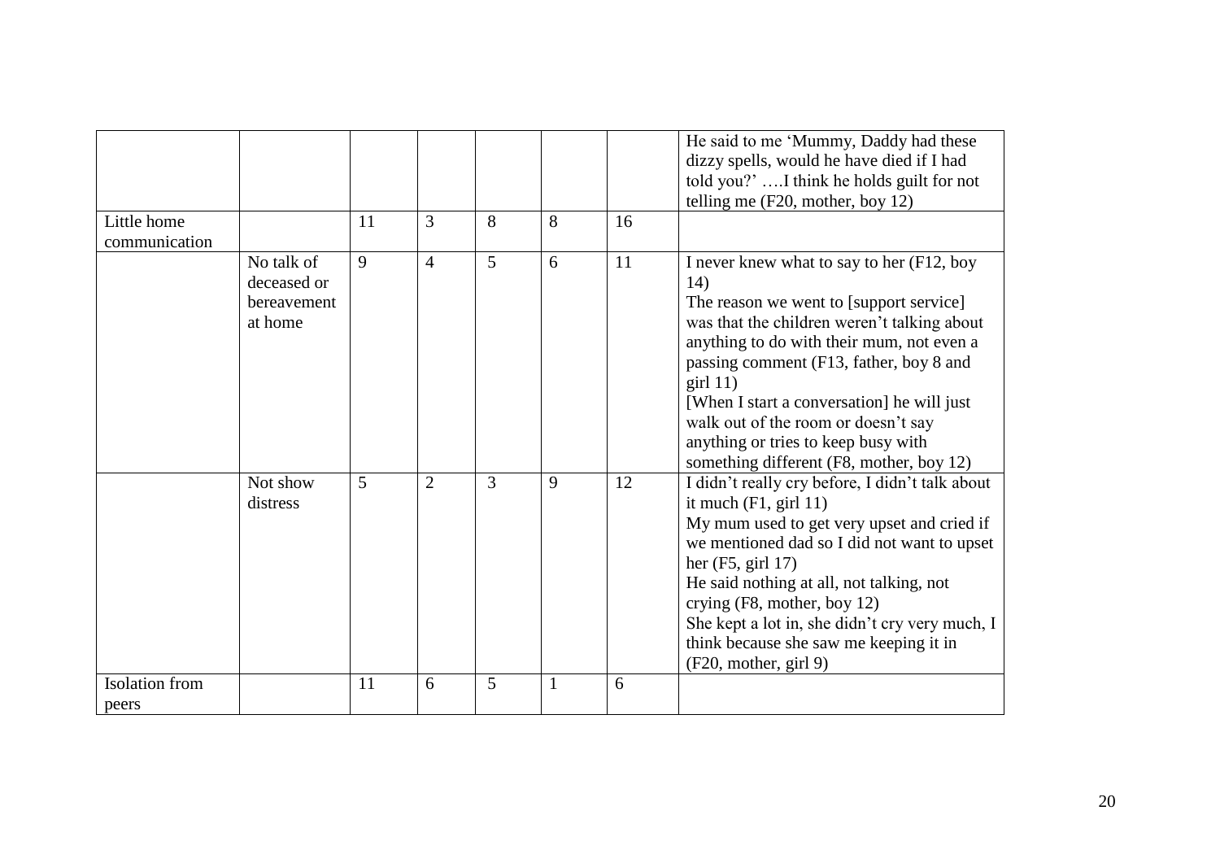| | | | | | | | |
|---|---|---|---|---|---|---|---|
| | | | | | | | He said to me 'Mummy, Daddy had these dizzy spells, would he have died if I had told you?' ….I think he holds guilt for not telling me (F20, mother, boy 12) |
| Little home communication | | 11 | 3 | 8 | 8 | 16 | |
| | No talk of deceased or bereavement at home | 9 | 4 | 5 | 6 | 11 | I never knew what to say to her (F12, boy 14)<br>The reason we went to [support service] was that the children weren't talking about anything to do with their mum, not even a passing comment (F13, father, boy 8 and girl 11)<br>[When I start a conversation] he will just walk out of the room or doesn't say anything or tries to keep busy with something different (F8, mother, boy 12) |
| | Not show distress | 5 | 2 | 3 | 9 | 12 | I didn't really cry before, I didn't talk about it much (F1, girl 11)<br>My mum used to get very upset and cried if we mentioned dad so I did not want to upset her (F5, girl 17)<br>He said nothing at all, not talking, not crying (F8, mother, boy 12)<br>She kept a lot in, she didn't cry very much, I think because she saw me keeping it in (F20, mother, girl 9) |
| Isolation from peers | | 11 | 6 | 5 | 1 | 6 | |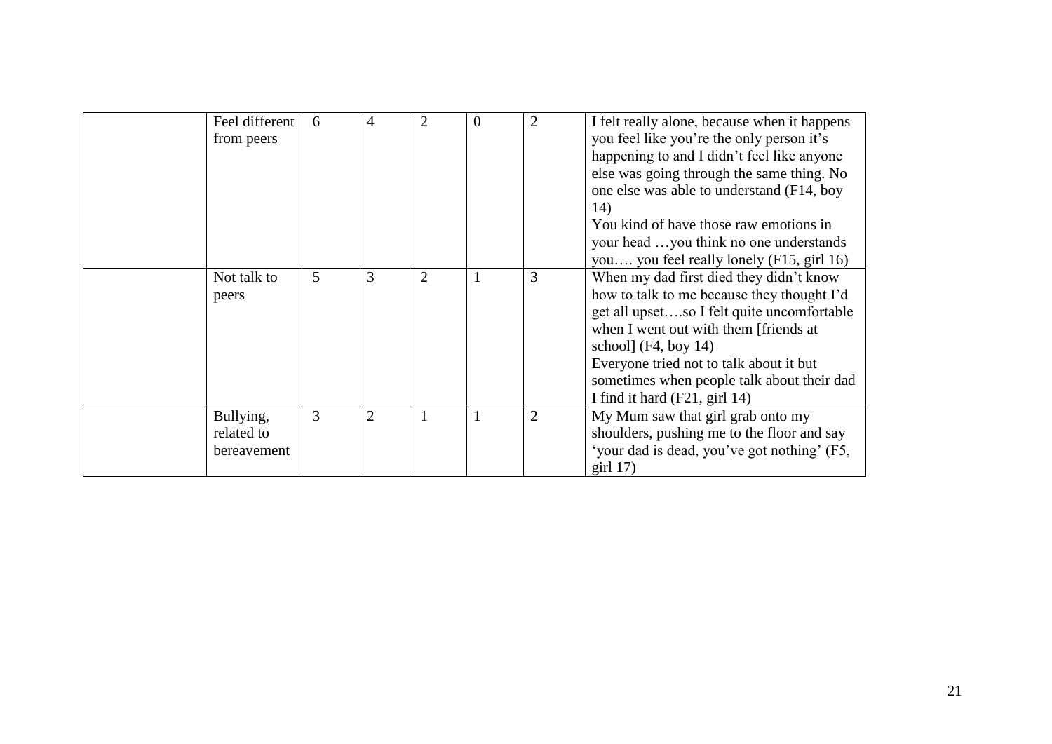| | | | | | | | |
|---|---|---|---|---|---|---|---|
| | Feel different from peers | 6 | 4 | 2 | 0 | 2 | I felt really alone, because when it happens you feel like you're the only person it's happening to and I didn't feel like anyone else was going through the same thing. No one else was able to understand (F14, boy 14)<br>You kind of have those raw emotions in your head …you think no one understands you…. you feel really lonely (F15, girl 16) |
| | Not talk to peers | 5 | 3 | 2 | 1 | 3 | When my dad first died they didn't know how to talk to me because they thought I'd get all upset….so I felt quite uncomfortable when I went out with them [friends at school] (F4, boy 14)<br>Everyone tried not to talk about it but sometimes when people talk about their dad I find it hard (F21, girl 14) |
| | Bullying, related to bereavement | 3 | 2 | 1 | 1 | 2 | My Mum saw that girl grab onto my shoulders, pushing me to the floor and say 'your dad is dead, you've got nothing' (F5, girl 17) |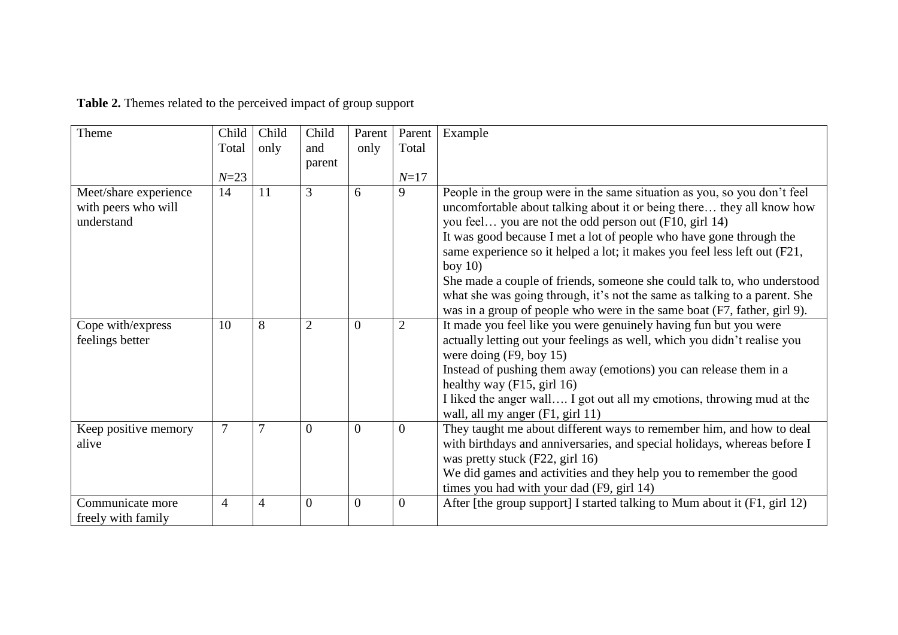**Table 2.** Themes related to the perceived impact of group support

| Theme | Child Total *N*=23 | Child only | Child and parent | Parent only | Parent Total *N*=17 | Example |
|---|---|---|---|---|---|---|
| Meet/share experience with peers who will understand | 14 | 11 | 3 | 6 | 9 | People in the group were in the same situation as you, so you don't feel uncomfortable about talking about it or being there… they all know how you feel… you are not the odd person out (F10, girl 14)<br>It was good because I met a lot of people who have gone through the same experience so it helped a lot; it makes you feel less left out (F21, boy 10)<br>She made a couple of friends, someone she could talk to, who understood what she was going through, it's not the same as talking to a parent. She was in a group of people who were in the same boat (F7, father, girl 9). |
| Cope with/express feelings better | 10 | 8 | 2 | 0 | 2 | It made you feel like you were genuinely having fun but you were actually letting out your feelings as well, which you didn't realise you were doing (F9, boy 15)<br>Instead of pushing them away (emotions) you can release them in a healthy way (F15, girl 16)<br>I liked the anger wall…. I got out all my emotions, throwing mud at the wall, all my anger (F1, girl 11) |
| Keep positive memory alive | 7 | 7 | 0 | 0 | 0 | They taught me about different ways to remember him, and how to deal with birthdays and anniversaries, and special holidays, whereas before I was pretty stuck (F22, girl 16)<br>We did games and activities and they help you to remember the good times you had with your dad (F9, girl 14) |
| Communicate more freely with family | 4 | 4 | 0 | 0 | 0 | After [the group support] I started talking to Mum about it (F1, girl 12) |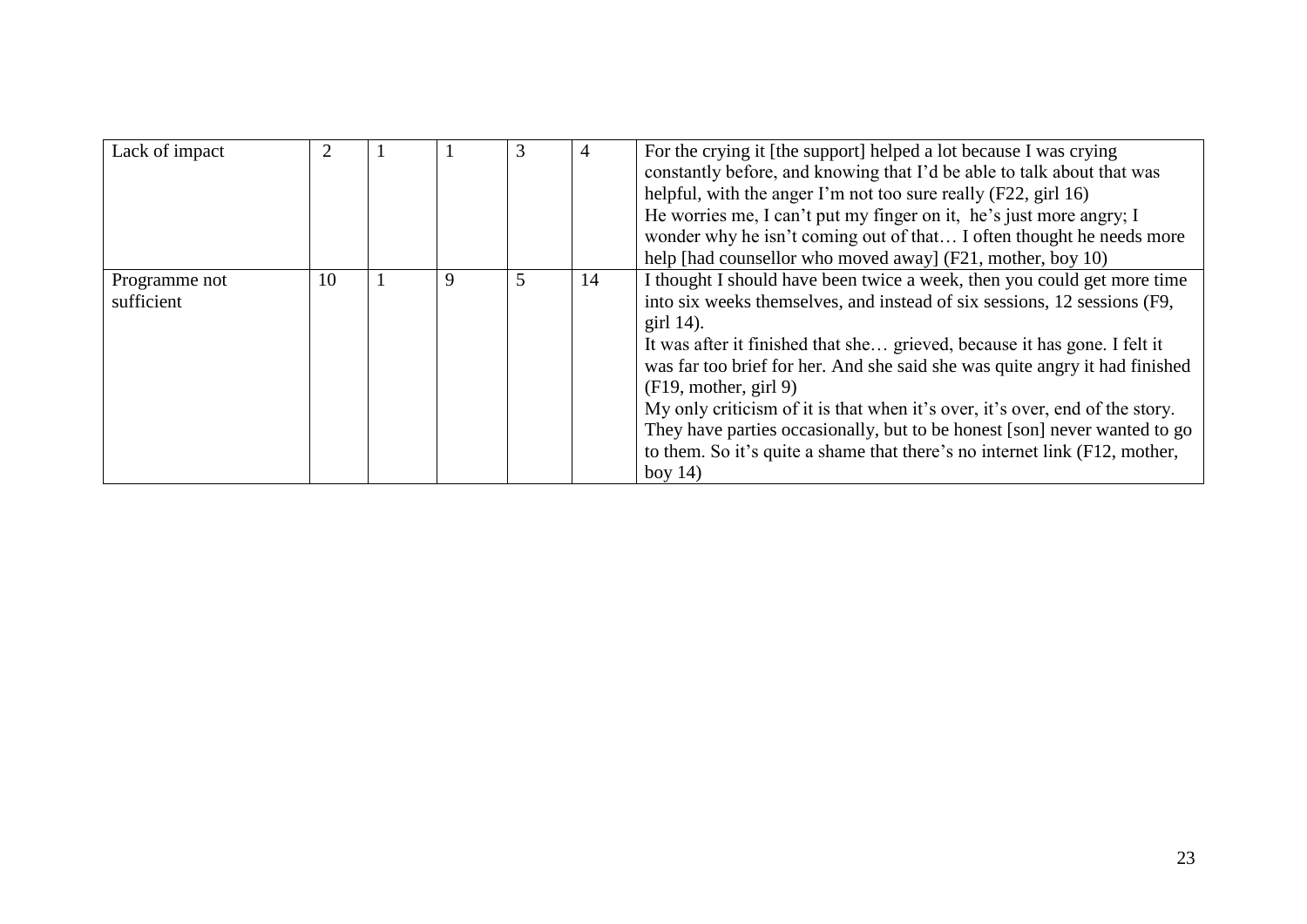| | | | | | | |
|---|---|---|---|---|---|---|
| Lack of impact | 2 | 1 | 1 | 3 | 4 | For the crying it [the support] helped a lot because I was crying constantly before, and knowing that I'd be able to talk about that was helpful, with the anger I'm not too sure really (F22, girl 16)<br>He worries me, I can't put my finger on it, he's just more angry; I wonder why he isn't coming out of that… I often thought he needs more help [had counsellor who moved away] (F21, mother, boy 10) |
| Programme not sufficient | 10 | 1 | 9 | 5 | 14 | I thought I should have been twice a week, then you could get more time into six weeks themselves, and instead of six sessions, 12 sessions (F9, girl 14).<br>It was after it finished that she… grieved, because it has gone. I felt it was far too brief for her. And she said she was quite angry it had finished (F19, mother, girl 9)<br>My only criticism of it is that when it's over, it's over, end of the story. They have parties occasionally, but to be honest [son] never wanted to go to them. So it's quite a shame that there's no internet link (F12, mother, boy 14) |